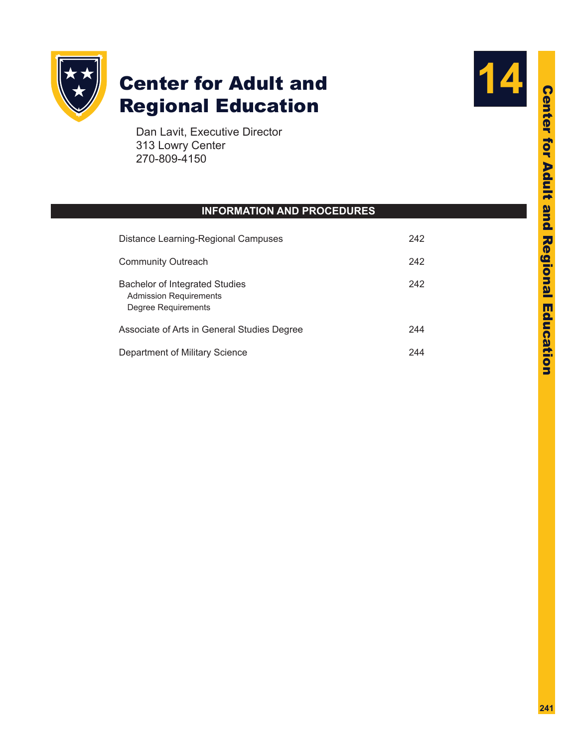# 14

# Center for Adult and Regional Education

Dan Lavit, Executive Director
313 Lowry Center
270-809-4150

## INFORMATION AND PROCEDURES

| | |
|---|---|
| Distance Learning-Regional Campuses | 242 |
| Community Outreach | 242 |
| Bachelor of Integrated Studies<br>Admission Requirements<br>Degree Requirements | 242 |
| Associate of Arts in General Studies Degree | 244 |
| Department of Military Science | 244 |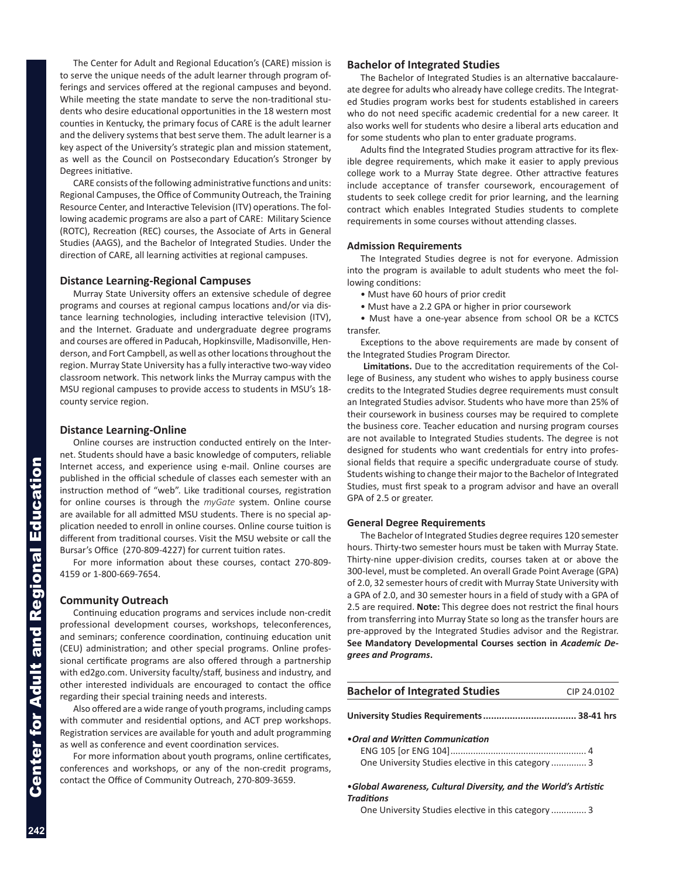The Center for Adult and Regional Education's (CARE) mission is to serve the unique needs of the adult learner through program offerings and services offered at the regional campuses and beyond. While meeting the state mandate to serve the non-traditional students who desire educational opportunities in the 18 western most counties in Kentucky, the primary focus of CARE is the adult learner and the delivery systems that best serve them. The adult learner is a key aspect of the University's strategic plan and mission statement, as well as the Council on Postsecondary Education's Stronger by Degrees initiative.

CARE consists of the following administrative functions and units: Regional Campuses, the Office of Community Outreach, the Training Resource Center, and Interactive Television (ITV) operations. The following academic programs are also a part of CARE: Military Science (ROTC), Recreation (REC) courses, the Associate of Arts in General Studies (AAGS), and the Bachelor of Integrated Studies. Under the direction of CARE, all learning activities at regional campuses.

### Distance Learning-Regional Campuses

Murray State University offers an extensive schedule of degree programs and courses at regional campus locations and/or via distance learning technologies, including interactive television (ITV), and the Internet. Graduate and undergraduate degree programs and courses are offered in Paducah, Hopkinsville, Madisonville, Henderson, and Fort Campbell, as well as other locations throughout the region. Murray State University has a fully interactive two-way video classroom network. This network links the Murray campus with the MSU regional campuses to provide access to students in MSU's 18-county service region.

### Distance Learning-Online

Online courses are instruction conducted entirely on the Internet. Students should have a basic knowledge of computers, reliable Internet access, and experience using e-mail. Online courses are published in the official schedule of classes each semester with an instruction method of "web". Like traditional courses, registration for online courses is through the *myGate* system. Online course are available for all admitted MSU students. There is no special application needed to enroll in online courses. Online course tuition is different from traditional courses. Visit the MSU website or call the Bursar's Office (270-809-4227) for current tuition rates.

For more information about these courses, contact 270-809-4159 or 1-800-669-7654.

### Community Outreach

Continuing education programs and services include non-credit professional development courses, workshops, teleconferences, and seminars; conference coordination, continuing education unit (CEU) administration; and other special programs. Online professional certificate programs are also offered through a partnership with ed2go.com. University faculty/staff, business and industry, and other interested individuals are encouraged to contact the office regarding their special training needs and interests.

Also offered are a wide range of youth programs, including camps with commuter and residential options, and ACT prep workshops. Registration services are available for youth and adult programming as well as conference and event coordination services.

For more information about youth programs, online certificates, conferences and workshops, or any of the non-credit programs, contact the Office of Community Outreach, 270-809-3659.

### Bachelor of Integrated Studies

The Bachelor of Integrated Studies is an alternative baccalaureate degree for adults who already have college credits. The Integrated Studies program works best for students established in careers who do not need specific academic credential for a new career. It also works well for students who desire a liberal arts education and for some students who plan to enter graduate programs.

Adults find the Integrated Studies program attractive for its flexible degree requirements, which make it easier to apply previous college work to a Murray State degree. Other attractive features include acceptance of transfer coursework, encouragement of students to seek college credit for prior learning, and the learning contract which enables Integrated Studies students to complete requirements in some courses without attending classes.

### Admission Requirements

The Integrated Studies degree is not for everyone. Admission into the program is available to adult students who meet the following conditions:

- Must have 60 hours of prior credit
- Must have a 2.2 GPA or higher in prior coursework
- Must have a one-year absence from school OR be a KCTCS transfer.

Exceptions to the above requirements are made by consent of the Integrated Studies Program Director.

**Limitations.** Due to the accreditation requirements of the College of Business, any student who wishes to apply business course credits to the Integrated Studies degree requirements must consult an Integrated Studies advisor. Students who have more than 25% of their coursework in business courses may be required to complete the business core. Teacher education and nursing program courses are not available to Integrated Studies students. The degree is not designed for students who want credentials for entry into professional fields that require a specific undergraduate course of study. Students wishing to change their major to the Bachelor of Integrated Studies, must first speak to a program advisor and have an overall GPA of 2.5 or greater.

### General Degree Requirements

The Bachelor of Integrated Studies degree requires 120 semester hours. Thirty-two semester hours must be taken with Murray State. Thirty-nine upper-division credits, courses taken at or above the 300-level, must be completed. An overall Grade Point Average (GPA) of 2.0, 32 semester hours of credit with Murray State University with a GPA of 2.0, and 30 semester hours in a field of study with a GPA of 2.5 are required. **Note:** This degree does not restrict the final hours from transferring into Murray State so long as the transfer hours are pre-approved by the Integrated Studies advisor and the Registrar. **See Mandatory Developmental Courses section in *Academic Degrees and Programs*.**

### Bachelor of Integrated Studies — CIP 24.0102

**University Studies Requirements .................................. 38-41 hrs**

•***Oral and Written Communication***

ENG 105 [or ENG 104] ..................................................... 4
One University Studies elective in this category .............. 3

•***Global Awareness, Cultural Diversity, and the World's Artistic Traditions***

One University Studies elective in this category .............. 3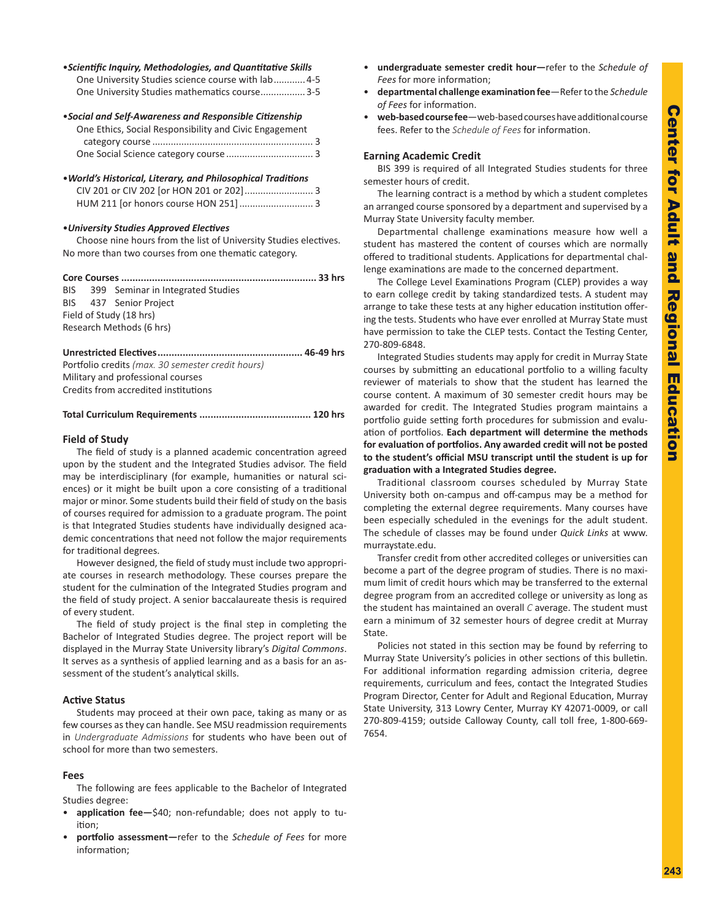**•*Scientific Inquiry, Methodologies, and Quantitative Skills***

One University Studies science course with lab............4-5
One University Studies mathematics course.................3-5

**•*Social and Self-Awareness and Responsible Citizenship***

One Ethics, Social Responsibility and Civic Engagement category course ............................................................ 3
One Social Science category course ................................ 3

**•*World's Historical, Literary, and Philosophical Traditions***

CIV 201 or CIV 202 [or HON 201 or 202].......................... 3
HUM 211 [or honors course HON 251] ........................... 3

**•*University Studies Approved Electives***

Choose nine hours from the list of University Studies electives. No more than two courses from one thematic category.

**Core Courses ..................................................................... 33 hrs**

BIS 399 Seminar in Integrated Studies
BIS 437 Senior Project
Field of Study (18 hrs)
Research Methods (6 hrs)

**Unrestricted Electives................................................... 46-49 hrs**

Portfolio credits *(max. 30 semester credit hours)*
Military and professional courses
Credits from accredited institutions

**Total Curriculum Requirements ....................................... 120 hrs**

## Field of Study

The field of study is a planned academic concentration agreed upon by the student and the Integrated Studies advisor. The field may be interdisciplinary (for example, humanities or natural sciences) or it might be built upon a core consisting of a traditional major or minor. Some students build their field of study on the basis of courses required for admission to a graduate program. The point is that Integrated Studies students have individually designed academic concentrations that need not follow the major requirements for traditional degrees.

However designed, the field of study must include two appropriate courses in research methodology. These courses prepare the student for the culmination of the Integrated Studies program and the field of study project. A senior baccalaureate thesis is required of every student.

The field of study project is the final step in completing the Bachelor of Integrated Studies degree. The project report will be displayed in the Murray State University library's *Digital Commons*. It serves as a synthesis of applied learning and as a basis for an assessment of the student's analytical skills.

## Active Status

Students may proceed at their own pace, taking as many or as few courses as they can handle. See MSU readmission requirements in *Undergraduate Admissions* for students who have been out of school for more than two semesters.

## Fees

The following are fees applicable to the Bachelor of Integrated Studies degree:

- **application fee—**$40; non-refundable; does not apply to tuition;
- **portfolio assessment—**refer to the *Schedule of Fees* for more information;
- **undergraduate semester credit hour—**refer to the *Schedule of Fees* for more information;
- **departmental challenge examination fee**—Refer to the *Schedule of Fees* for information.
- **web-based course fee**—web-based courses have additional course fees. Refer to the *Schedule of Fees* for information.

## Earning Academic Credit

BIS 399 is required of all Integrated Studies students for three semester hours of credit.

The learning contract is a method by which a student completes an arranged course sponsored by a department and supervised by a Murray State University faculty member.

Departmental challenge examinations measure how well a student has mastered the content of courses which are normally offered to traditional students. Applications for departmental challenge examinations are made to the concerned department.

The College Level Examinations Program (CLEP) provides a way to earn college credit by taking standardized tests. A student may arrange to take these tests at any higher education institution offering the tests. Students who have ever enrolled at Murray State must have permission to take the CLEP tests. Contact the Testing Center, 270-809-6848.

Integrated Studies students may apply for credit in Murray State courses by submitting an educational portfolio to a willing faculty reviewer of materials to show that the student has learned the course content. A maximum of 30 semester credit hours may be awarded for credit. The Integrated Studies program maintains a portfolio guide setting forth procedures for submission and evaluation of portfolios. **Each department will determine the methods for evaluation of portfolios. Any awarded credit will not be posted to the student's official MSU transcript until the student is up for graduation with a Integrated Studies degree.**

Traditional classroom courses scheduled by Murray State University both on-campus and off-campus may be a method for completing the external degree requirements. Many courses have been especially scheduled in the evenings for the adult student. The schedule of classes may be found under *Quick Links* at www.murraystate.edu.

Transfer credit from other accredited colleges or universities can become a part of the degree program of studies. There is no maximum limit of credit hours which may be transferred to the external degree program from an accredited college or university as long as the student has maintained an overall *C* average. The student must earn a minimum of 32 semester hours of degree credit at Murray State.

Policies not stated in this section may be found by referring to Murray State University's policies in other sections of this bulletin. For additional information regarding admission criteria, degree requirements, curriculum and fees, contact the Integrated Studies Program Director, Center for Adult and Regional Education, Murray State University, 313 Lowry Center, Murray KY 42071-0009, or call 270-809-4159; outside Calloway County, call toll free, 1-800-669-7654.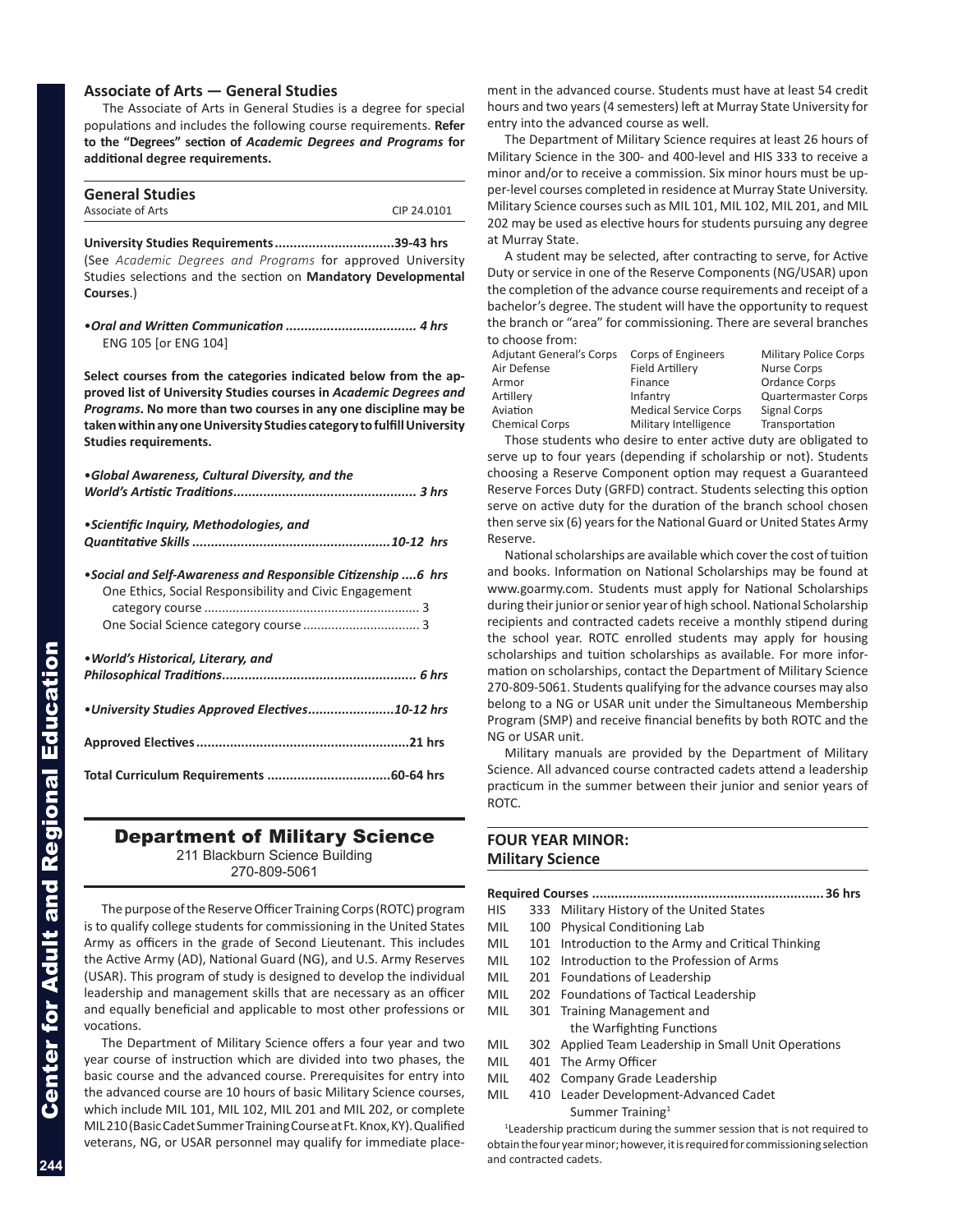## Associate of Arts — General Studies

The Associate of Arts in General Studies is a degree for special populations and includes the following course requirements. **Refer to the "Degrees" section of *Academic Degrees and Programs* for additional degree requirements.**

### General Studies

Associate of Arts CIP 24.0101

**University Studies Requirements................................39-43 hrs**
(See *Academic Degrees and Programs* for approved University Studies selections and the section on **Mandatory Developmental Courses**.)

•***Oral and Written Communication .................................. 4 hrs***
ENG 105 [or ENG 104]

**Select courses from the categories indicated below from the approved list of University Studies courses in *Academic Degrees and Programs*. No more than two courses in any one discipline may be taken within any one University Studies category to fulfill University Studies requirements.**

•***Global Awareness, Cultural Diversity, and the World's Artistic Traditions................................................. 3 hrs***

•***Scientific Inquiry, Methodologies, and Quantitative Skills ....................................................10-12 hrs***

•***Social and Self-Awareness and Responsible Citizenship ....6 hrs***
One Ethics, Social Responsibility and Civic Engagement category course ............................................................ 3
One Social Science category course ................................ 3

•***World's Historical, Literary, and Philosophical Traditions................................................... 6 hrs***

•***University Studies Approved Electives.......................10-12 hrs***

**Approved Electives........................................................21 hrs**

**Total Curriculum Requirements ................................60-64 hrs**

## Department of Military Science

211 Blackburn Science Building
270-809-5061

The purpose of the Reserve Officer Training Corps (ROTC) program is to qualify college students for commissioning in the United States Army as officers in the grade of Second Lieutenant. This includes the Active Army (AD), National Guard (NG), and U.S. Army Reserves (USAR). This program of study is designed to develop the individual leadership and management skills that are necessary as an officer and equally beneficial and applicable to most other professions or vocations.

The Department of Military Science offers a four year and two year course of instruction which are divided into two phases, the basic course and the advanced course. Prerequisites for entry into the advanced course are 10 hours of basic Military Science courses, which include MIL 101, MIL 102, MIL 201 and MIL 202, or complete MIL 210 (Basic Cadet Summer Training Course at Ft. Knox, KY). Qualified veterans, NG, or USAR personnel may qualify for immediate placement in the advanced course. Students must have at least 54 credit hours and two years (4 semesters) left at Murray State University for entry into the advanced course as well.

The Department of Military Science requires at least 26 hours of Military Science in the 300- and 400-level and HIS 333 to receive a minor and/or to receive a commission. Six minor hours must be upper-level courses completed in residence at Murray State University. Military Science courses such as MIL 101, MIL 102, MIL 201, and MIL 202 may be used as elective hours for students pursuing any degree at Murray State.

A student may be selected, after contracting to serve, for Active Duty or service in one of the Reserve Components (NG/USAR) upon the completion of the advance course requirements and receipt of a bachelor's degree. The student will have the opportunity to request the branch or "area" for commissioning. There are several branches to choose from:

| | | |
|---|---|---|
| Adjutant General's Corps | Corps of Engineers | Military Police Corps |
| Air Defense | Field Artillery | Nurse Corps |
| Armor | Finance | Ordance Corps |
| Artillery | Infantry | Quartermaster Corps |
| Aviation | Medical Service Corps | Signal Corps |
| Chemical Corps | Military Intelligence | Transportation |

Those students who desire to enter active duty are obligated to serve up to four years (depending if scholarship or not). Students choosing a Reserve Component option may request a Guaranteed Reserve Forces Duty (GRFD) contract. Students selecting this option serve on active duty for the duration of the branch school chosen then serve six (6) years for the National Guard or United States Army Reserve.

National scholarships are available which cover the cost of tuition and books. Information on National Scholarships may be found at www.goarmy.com. Students must apply for National Scholarships during their junior or senior year of high school. National Scholarship recipients and contracted cadets receive a monthly stipend during the school year. ROTC enrolled students may apply for housing scholarships and tuition scholarships as available. For more information on scholarships, contact the Department of Military Science 270-809-5061. Students qualifying for the advance courses may also belong to a NG or USAR unit under the Simultaneous Membership Program (SMP) and receive financial benefits by both ROTC and the NG or USAR unit.

Military manuals are provided by the Department of Military Science. All advanced course contracted cadets attend a leadership practicum in the summer between their junior and senior years of ROTC.

### FOUR YEAR MINOR: Military Science

**Required Courses ............................................................36 hrs**

- HIS 333 Military History of the United States
- MIL 100 Physical Conditioning Lab
- MIL 101 Introduction to the Army and Critical Thinking
- MIL 102 Introduction to the Profession of Arms
- MIL 201 Foundations of Leadership
- MIL 202 Foundations of Tactical Leadership
- MIL 301 Training Management and the Warfighting Functions
- MIL 302 Applied Team Leadership in Small Unit Operations
- MIL 401 The Army Officer
- MIL 402 Company Grade Leadership
- MIL 410 Leader Development-Advanced Cadet Summer Training[1]

[1]Leadership practicum during the summer session that is not required to obtain the four year minor; however, it is required for commissioning selection and contracted cadets.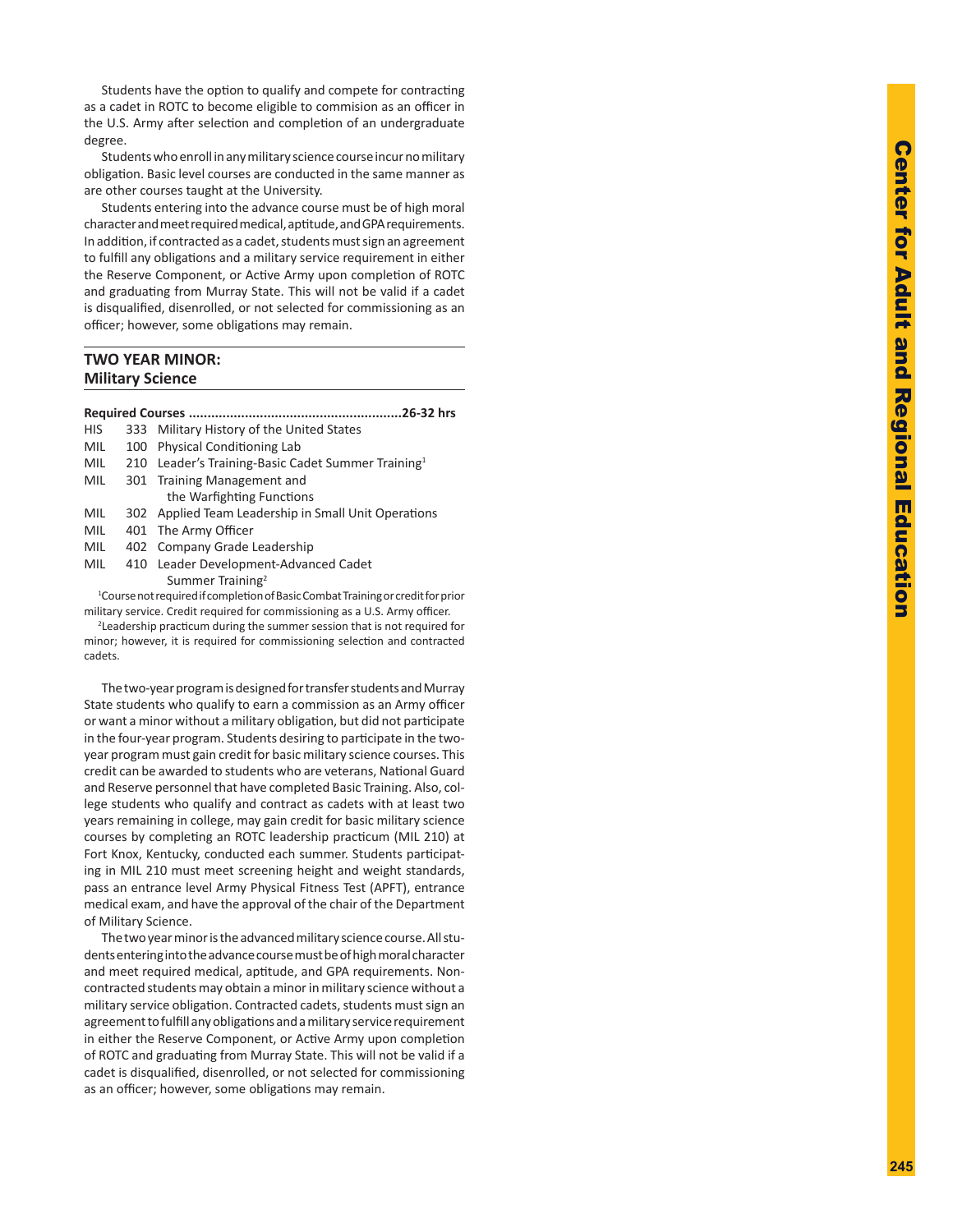Students have the option to qualify and compete for contracting as a cadet in ROTC to become eligible to commision as an officer in the U.S. Army after selection and completion of an undergraduate degree.

Students who enroll in any military science course incur no military obligation. Basic level courses are conducted in the same manner as are other courses taught at the University.

Students entering into the advance course must be of high moral character and meet required medical, aptitude, and GPA requirements. In addition, if contracted as a cadet, students must sign an agreement to fulfill any obligations and a military service requirement in either the Reserve Component, or Active Army upon completion of ROTC and graduating from Murray State. This will not be valid if a cadet is disqualified, disenrolled, or not selected for commissioning as an officer; however, some obligations may remain.

## TWO YEAR MINOR: Military Science

**Required Courses ........................................................26-32 hrs**

| | | |
|---|---|---|
| HIS | 333 | Military History of the United States |
| MIL | 100 | Physical Conditioning Lab |
| MIL | 210 | Leader's Training-Basic Cadet Summer Training[1] |
| MIL | 301 | Training Management and the Warfighting Functions |
| MIL | 302 | Applied Team Leadership in Small Unit Operations |
| MIL | 401 | The Army Officer |
| MIL | 402 | Company Grade Leadership |
| MIL | 410 | Leader Development-Advanced Cadet Summer Training[2] |

[1]Course not required if completion of Basic Combat Training or credit for prior military service. Credit required for commissioning as a U.S. Army officer.

[2]Leadership practicum during the summer session that is not required for minor; however, it is required for commissioning selection and contracted cadets.

The two-year program is designed for transfer students and Murray State students who qualify to earn a commission as an Army officer or want a minor without a military obligation, but did not participate in the four-year program. Students desiring to participate in the two-year program must gain credit for basic military science courses. This credit can be awarded to students who are veterans, National Guard and Reserve personnel that have completed Basic Training. Also, college students who qualify and contract as cadets with at least two years remaining in college, may gain credit for basic military science courses by completing an ROTC leadership practicum (MIL 210) at Fort Knox, Kentucky, conducted each summer. Students participating in MIL 210 must meet screening height and weight standards, pass an entrance level Army Physical Fitness Test (APFT), entrance medical exam, and have the approval of the chair of the Department of Military Science.

The two year minor is the advanced military science course. All students entering into the advance course must be of high moral character and meet required medical, aptitude, and GPA requirements. Non-contracted students may obtain a minor in military science without a military service obligation. Contracted cadets, students must sign an agreement to fulfill any obligations and a military service requirement in either the Reserve Component, or Active Army upon completion of ROTC and graduating from Murray State. This will not be valid if a cadet is disqualified, disenrolled, or not selected for commissioning as an officer; however, some obligations may remain.